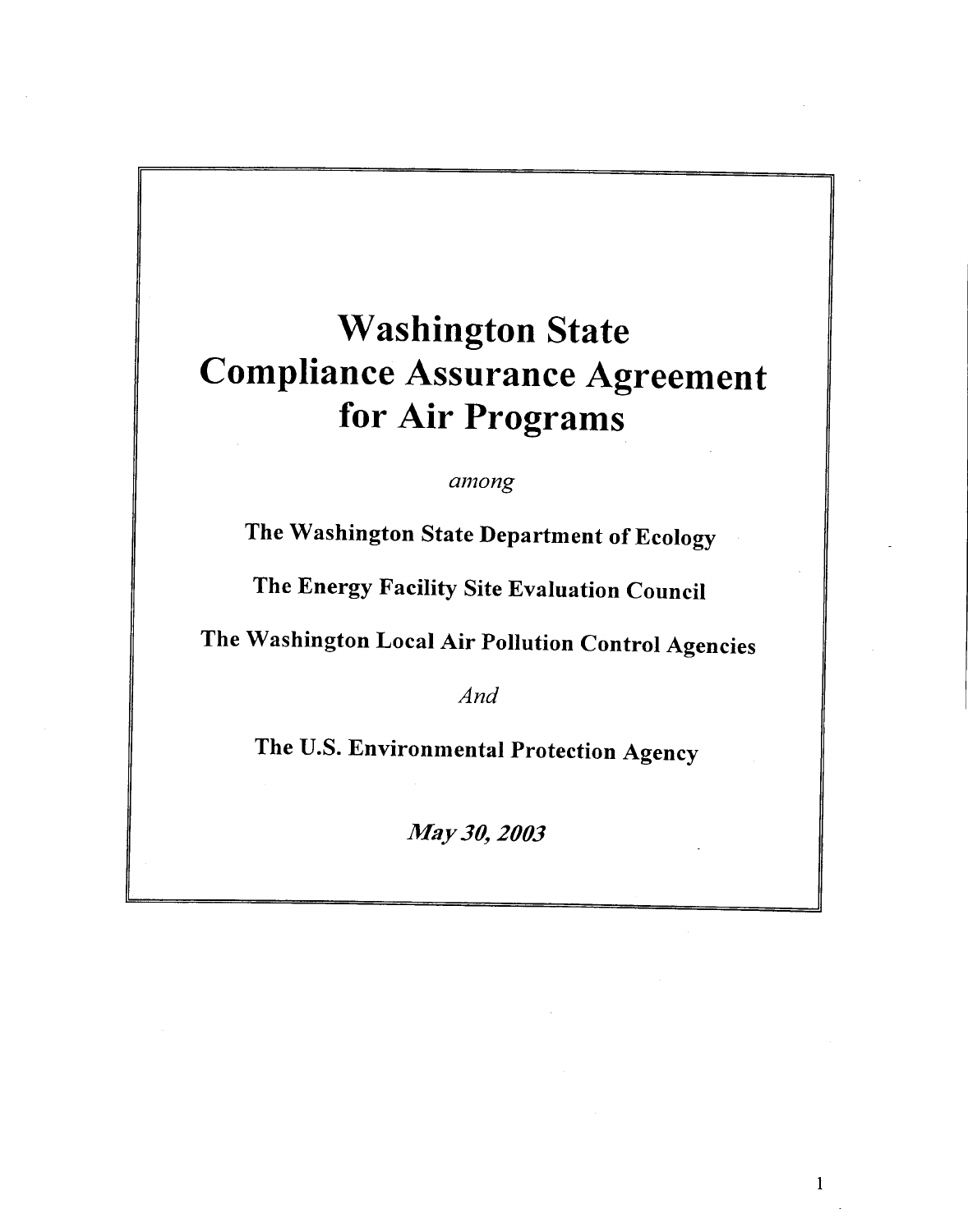# Washington State Compliance Assurance Agreement for Air Programs

*among*

**The Washington State Department of Ecology**

**The Energy Facility Site Evaluation Council**

**The Washington Local Air Pollution Control Agencies**

*And*

**The U.S. Environmental Protection Agency**

***May 30, 2003***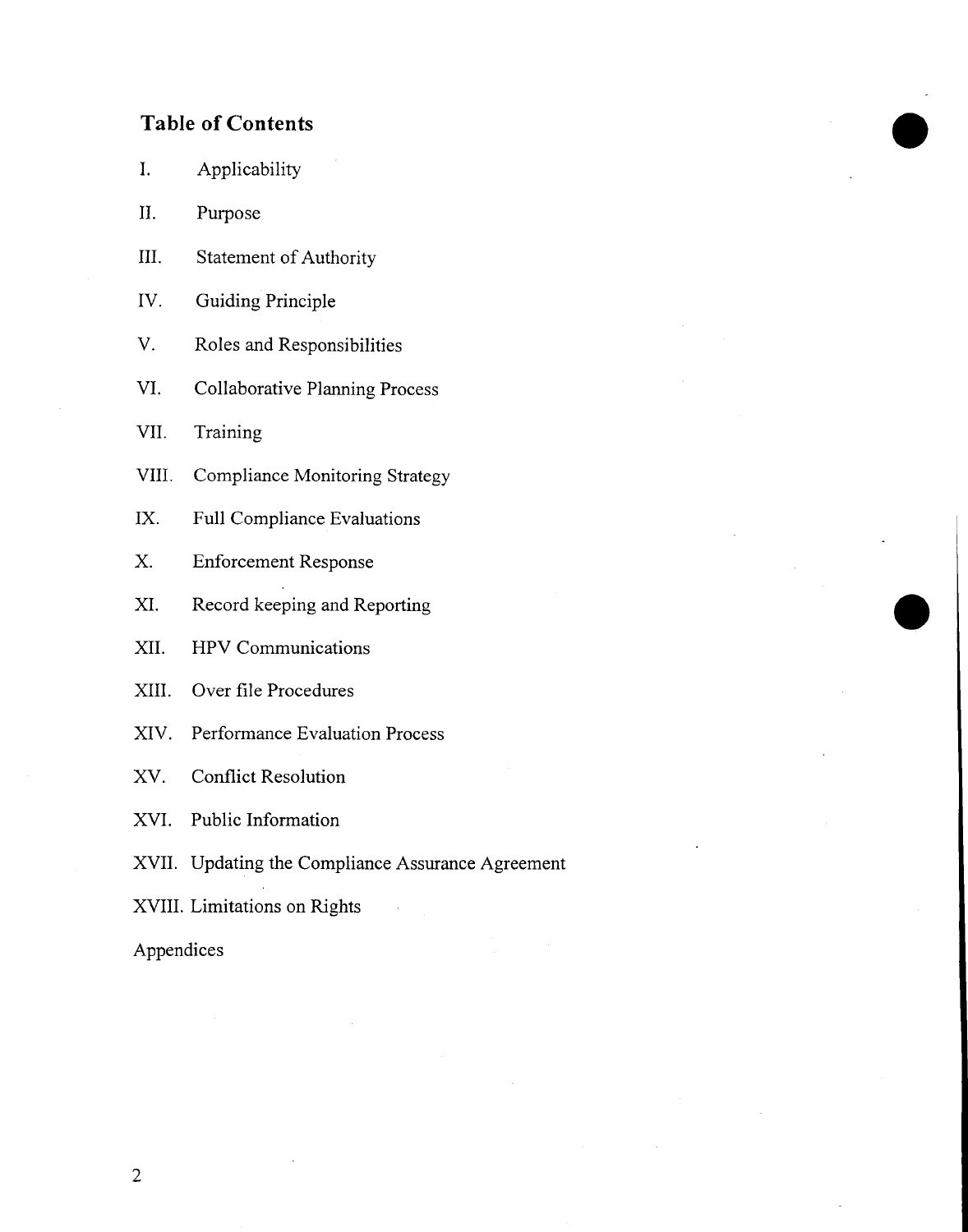## Table of Contents

I. Applicability

II. Purpose

III. Statement of Authority

IV. Guiding Principle

V. Roles and Responsibilities

VI. Collaborative Planning Process

VII. Training

VIII. Compliance Monitoring Strategy

IX. Full Compliance Evaluations

X. Enforcement Response

XI. Record keeping and Reporting

XII. HPV Communications

XIII. Over file Procedures

XIV. Performance Evaluation Process

XV. Conflict Resolution

XVI. Public Information

XVII. Updating the Compliance Assurance Agreement

XVIII. Limitations on Rights

Appendices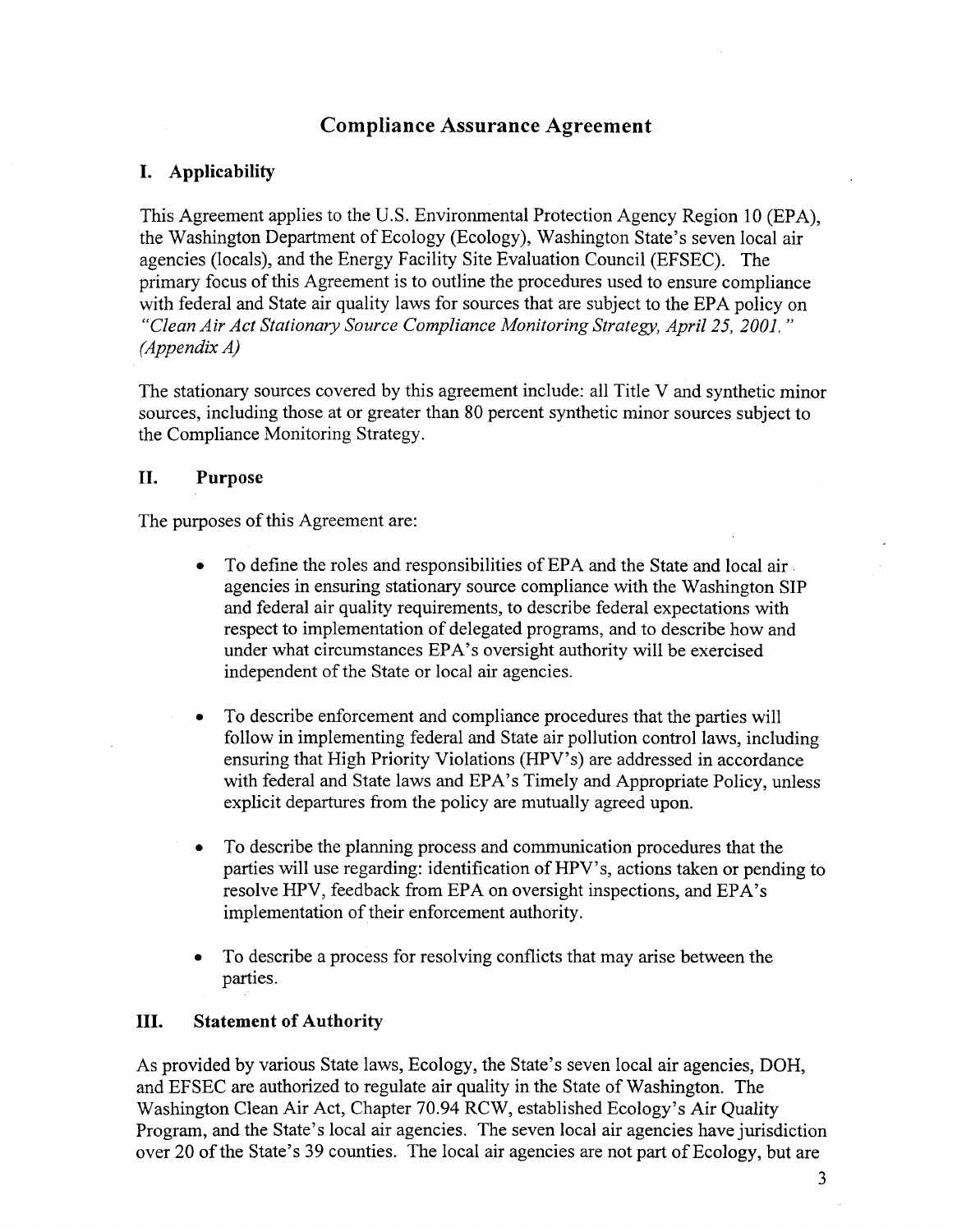# Compliance Assurance Agreement

## I. Applicability

This Agreement applies to the U.S. Environmental Protection Agency Region 10 (EPA), the Washington Department of Ecology (Ecology), Washington State's seven local air agencies (locals), and the Energy Facility Site Evaluation Council (EFSEC). The primary focus of this Agreement is to outline the procedures used to ensure compliance with federal and State air quality laws for sources that are subject to the EPA policy on *"Clean Air Act Stationary Source Compliance Monitoring Strategy, April 25, 2001." (Appendix A)*

The stationary sources covered by this agreement include: all Title V and synthetic minor sources, including those at or greater than 80 percent synthetic minor sources subject to the Compliance Monitoring Strategy.

## II. Purpose

The purposes of this Agreement are:

- To define the roles and responsibilities of EPA and the State and local air agencies in ensuring stationary source compliance with the Washington SIP and federal air quality requirements, to describe federal expectations with respect to implementation of delegated programs, and to describe how and under what circumstances EPA's oversight authority will be exercised independent of the State or local air agencies.

- To describe enforcement and compliance procedures that the parties will follow in implementing federal and State air pollution control laws, including ensuring that High Priority Violations (HPV's) are addressed in accordance with federal and State laws and EPA's Timely and Appropriate Policy, unless explicit departures from the policy are mutually agreed upon.

- To describe the planning process and communication procedures that the parties will use regarding: identification of HPV's, actions taken or pending to resolve HPV, feedback from EPA on oversight inspections, and EPA's implementation of their enforcement authority.

- To describe a process for resolving conflicts that may arise between the parties.

## III. Statement of Authority

As provided by various State laws, Ecology, the State's seven local air agencies, DOH, and EFSEC are authorized to regulate air quality in the State of Washington. The Washington Clean Air Act, Chapter 70.94 RCW, established Ecology's Air Quality Program, and the State's local air agencies. The seven local air agencies have jurisdiction over 20 of the State's 39 counties. The local air agencies are not part of Ecology, but are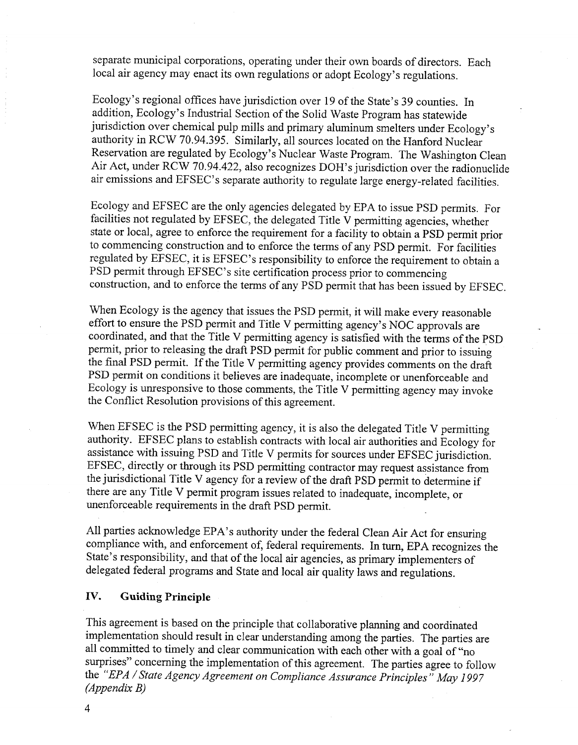separate municipal corporations, operating under their own boards of directors. Each local air agency may enact its own regulations or adopt Ecology's regulations.

Ecology's regional offices have jurisdiction over 19 of the State's 39 counties. In addition, Ecology's Industrial Section of the Solid Waste Program has statewide jurisdiction over chemical pulp mills and primary aluminum smelters under Ecology's authority in RCW 70.94.395. Similarly, all sources located on the Hanford Nuclear Reservation are regulated by Ecology's Nuclear Waste Program. The Washington Clean Air Act, under RCW 70.94.422, also recognizes DOH's jurisdiction over the radionuclide air emissions and EFSEC's separate authority to regulate large energy-related facilities.

Ecology and EFSEC are the only agencies delegated by EPA to issue PSD permits. For facilities not regulated by EFSEC, the delegated Title V permitting agencies, whether state or local, agree to enforce the requirement for a facility to obtain a PSD permit prior to commencing construction and to enforce the terms of any PSD permit. For facilities regulated by EFSEC, it is EFSEC's responsibility to enforce the requirement to obtain a PSD permit through EFSEC's site certification process prior to commencing construction, and to enforce the terms of any PSD permit that has been issued by EFSEC.

When Ecology is the agency that issues the PSD permit, it will make every reasonable effort to ensure the PSD permit and Title V permitting agency's NOC approvals are coordinated, and that the Title V permitting agency is satisfied with the terms of the PSD permit, prior to releasing the draft PSD permit for public comment and prior to issuing the final PSD permit. If the Title V permitting agency provides comments on the draft PSD permit on conditions it believes are inadequate, incomplete or unenforceable and Ecology is unresponsive to those comments, the Title V permitting agency may invoke the Conflict Resolution provisions of this agreement.

When EFSEC is the PSD permitting agency, it is also the delegated Title V permitting authority. EFSEC plans to establish contracts with local air authorities and Ecology for assistance with issuing PSD and Title V permits for sources under EFSEC jurisdiction. EFSEC, directly or through its PSD permitting contractor may request assistance from the jurisdictional Title V agency for a review of the draft PSD permit to determine if there are any Title V permit program issues related to inadequate, incomplete, or unenforceable requirements in the draft PSD permit.

All parties acknowledge EPA's authority under the federal Clean Air Act for ensuring compliance with, and enforcement of, federal requirements. In turn, EPA recognizes the State's responsibility, and that of the local air agencies, as primary implementers of delegated federal programs and State and local air quality laws and regulations.

## IV. Guiding Principle

This agreement is based on the principle that collaborative planning and coordinated implementation should result in clear understanding among the parties. The parties are all committed to timely and clear communication with each other with a goal of "no surprises" concerning the implementation of this agreement. The parties agree to follow the *"EPA / State Agency Agreement on Compliance Assurance Principles" May 1997 (Appendix B)*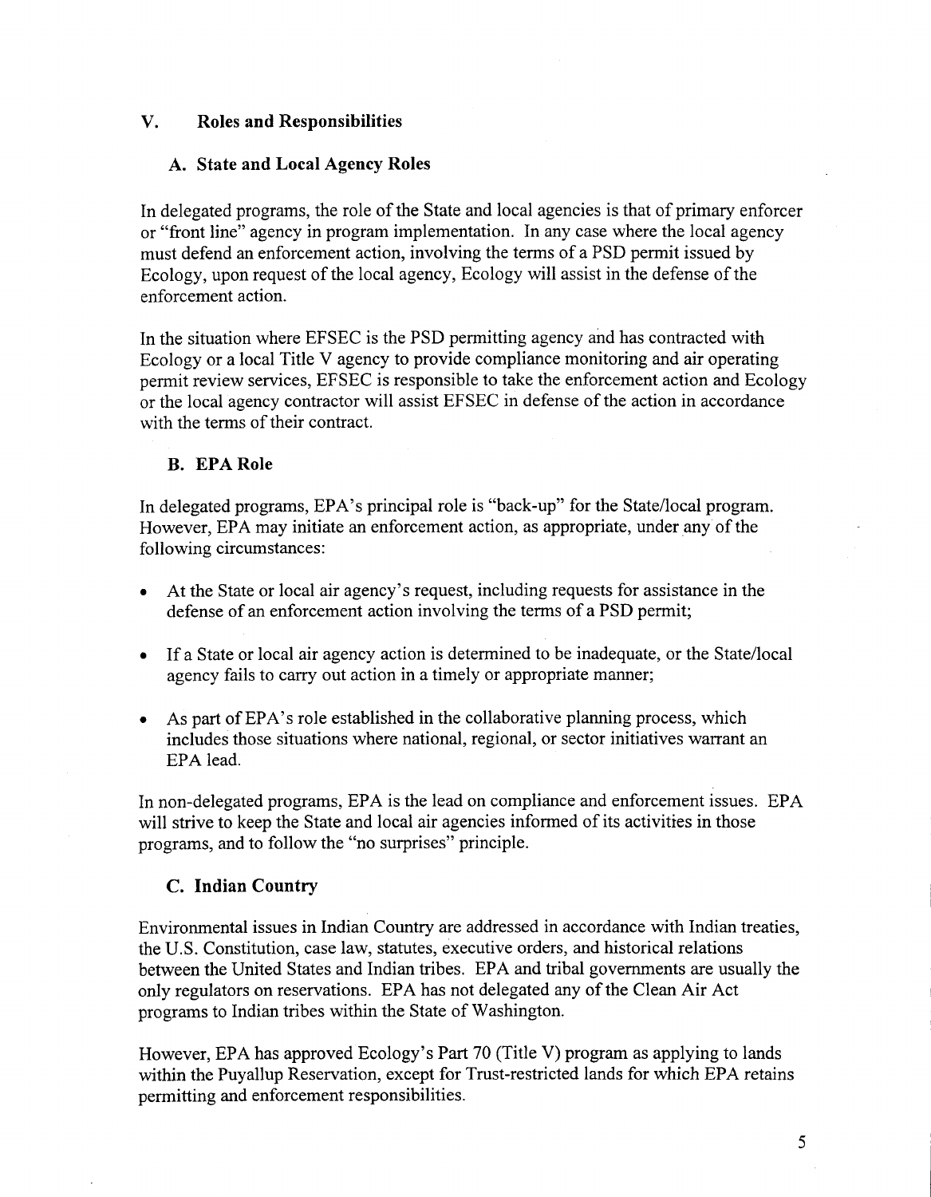## V. Roles and Responsibilities

### A. State and Local Agency Roles

In delegated programs, the role of the State and local agencies is that of primary enforcer or "front line" agency in program implementation. In any case where the local agency must defend an enforcement action, involving the terms of a PSD permit issued by Ecology, upon request of the local agency, Ecology will assist in the defense of the enforcement action.

In the situation where EFSEC is the PSD permitting agency and has contracted with Ecology or a local Title V agency to provide compliance monitoring and air operating permit review services, EFSEC is responsible to take the enforcement action and Ecology or the local agency contractor will assist EFSEC in defense of the action in accordance with the terms of their contract.

### B. EPA Role

In delegated programs, EPA's principal role is "back-up" for the State/local program. However, EPA may initiate an enforcement action, as appropriate, under any of the following circumstances:

- At the State or local air agency's request, including requests for assistance in the defense of an enforcement action involving the terms of a PSD permit;
- If a State or local air agency action is determined to be inadequate, or the State/local agency fails to carry out action in a timely or appropriate manner;
- As part of EPA's role established in the collaborative planning process, which includes those situations where national, regional, or sector initiatives warrant an EPA lead.

In non-delegated programs, EPA is the lead on compliance and enforcement issues. EPA will strive to keep the State and local air agencies informed of its activities in those programs, and to follow the "no surprises" principle.

### C. Indian Country

Environmental issues in Indian Country are addressed in accordance with Indian treaties, the U.S. Constitution, case law, statutes, executive orders, and historical relations between the United States and Indian tribes. EPA and tribal governments are usually the only regulators on reservations. EPA has not delegated any of the Clean Air Act programs to Indian tribes within the State of Washington.

However, EPA has approved Ecology's Part 70 (Title V) program as applying to lands within the Puyallup Reservation, except for Trust-restricted lands for which EPA retains permitting and enforcement responsibilities.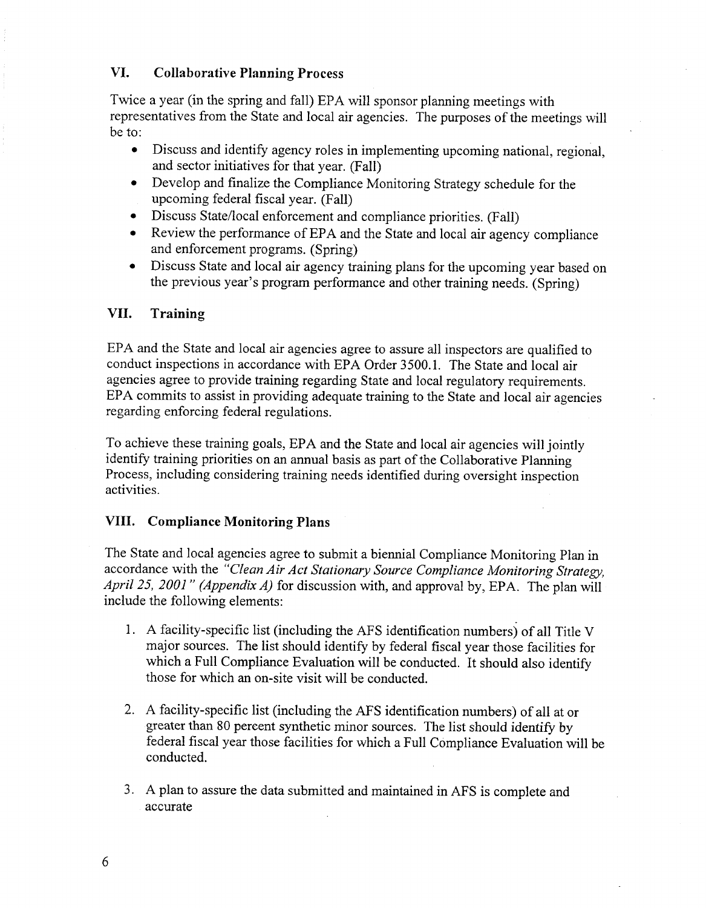## VI. Collaborative Planning Process

Twice a year (in the spring and fall) EPA will sponsor planning meetings with representatives from the State and local air agencies. The purposes of the meetings will be to:

- Discuss and identify agency roles in implementing upcoming national, regional, and sector initiatives for that year. (Fall)
- Develop and finalize the Compliance Monitoring Strategy schedule for the upcoming federal fiscal year. (Fall)
- Discuss State/local enforcement and compliance priorities. (Fall)
- Review the performance of EPA and the State and local air agency compliance and enforcement programs. (Spring)
- Discuss State and local air agency training plans for the upcoming year based on the previous year's program performance and other training needs. (Spring)

## VII. Training

EPA and the State and local air agencies agree to assure all inspectors are qualified to conduct inspections in accordance with EPA Order 3500.1. The State and local air agencies agree to provide training regarding State and local regulatory requirements. EPA commits to assist in providing adequate training to the State and local air agencies regarding enforcing federal regulations.

To achieve these training goals, EPA and the State and local air agencies will jointly identify training priorities on an annual basis as part of the Collaborative Planning Process, including considering training needs identified during oversight inspection activities.

## VIII. Compliance Monitoring Plans

The State and local agencies agree to submit a biennial Compliance Monitoring Plan in accordance with the *"Clean Air Act Stationary Source Compliance Monitoring Strategy, April 25, 2001" (Appendix A)* for discussion with, and approval by, EPA. The plan will include the following elements:

1. A facility-specific list (including the AFS identification numbers) of all Title V major sources. The list should identify by federal fiscal year those facilities for which a Full Compliance Evaluation will be conducted. It should also identify those for which an on-site visit will be conducted.

2. A facility-specific list (including the AFS identification numbers) of all at or greater than 80 percent synthetic minor sources. The list should identify by federal fiscal year those facilities for which a Full Compliance Evaluation will be conducted.

3. A plan to assure the data submitted and maintained in AFS is complete and accurate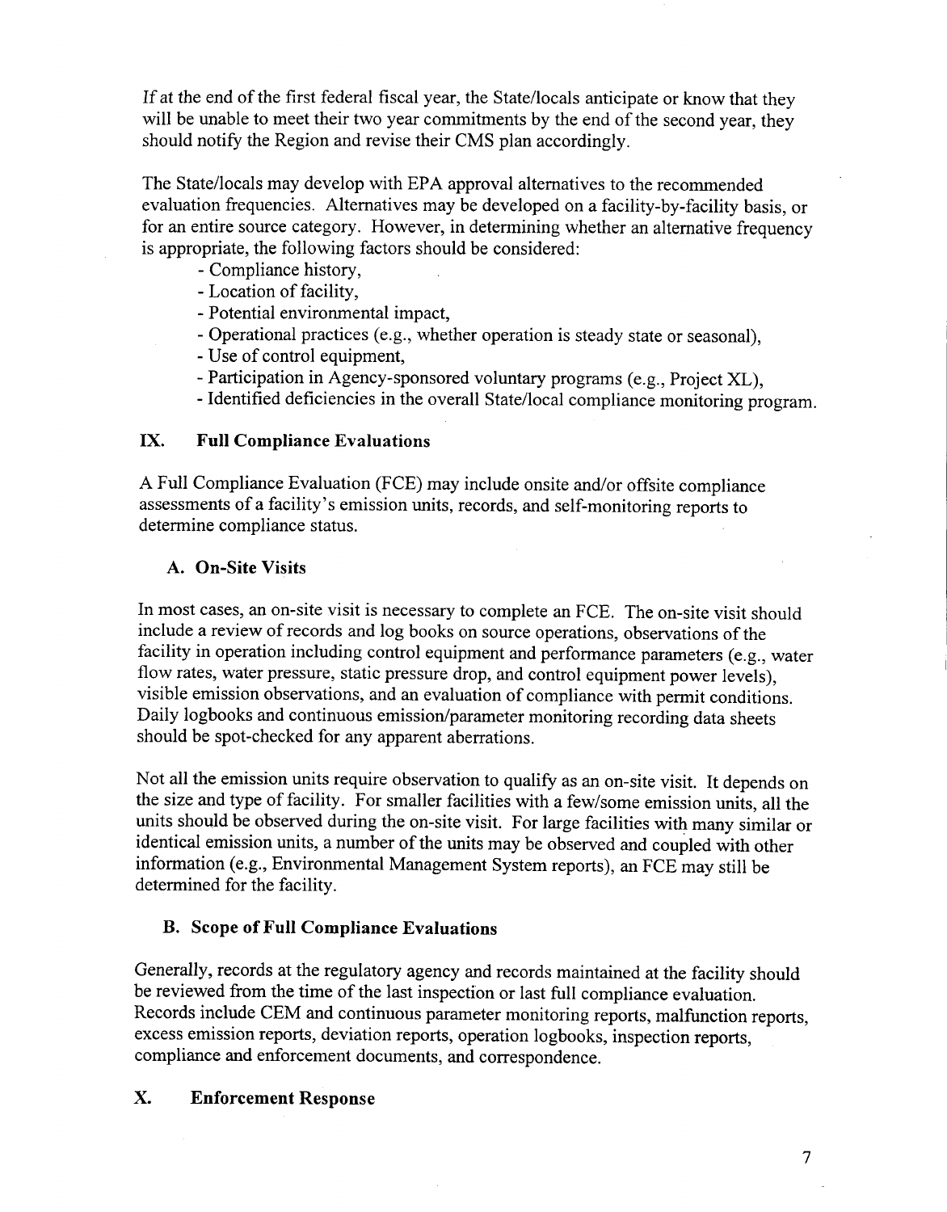If at the end of the first federal fiscal year, the State/locals anticipate or know that they will be unable to meet their two year commitments by the end of the second year, they should notify the Region and revise their CMS plan accordingly.

The State/locals may develop with EPA approval alternatives to the recommended evaluation frequencies. Alternatives may be developed on a facility-by-facility basis, or for an entire source category. However, in determining whether an alternative frequency is appropriate, the following factors should be considered:

- Compliance history,
- Location of facility,
- Potential environmental impact,
- Operational practices (e.g., whether operation is steady state or seasonal),
- Use of control equipment,
- Participation in Agency-sponsored voluntary programs (e.g., Project XL),
- Identified deficiencies in the overall State/local compliance monitoring program.

## IX. Full Compliance Evaluations

A Full Compliance Evaluation (FCE) may include onsite and/or offsite compliance assessments of a facility's emission units, records, and self-monitoring reports to determine compliance status.

### A. On-Site Visits

In most cases, an on-site visit is necessary to complete an FCE. The on-site visit should include a review of records and log books on source operations, observations of the facility in operation including control equipment and performance parameters (e.g., water flow rates, water pressure, static pressure drop, and control equipment power levels), visible emission observations, and an evaluation of compliance with permit conditions. Daily logbooks and continuous emission/parameter monitoring recording data sheets should be spot-checked for any apparent aberrations.

Not all the emission units require observation to qualify as an on-site visit. It depends on the size and type of facility. For smaller facilities with a few/some emission units, all the units should be observed during the on-site visit. For large facilities with many similar or identical emission units, a number of the units may be observed and coupled with other information (e.g., Environmental Management System reports), an FCE may still be determined for the facility.

### B. Scope of Full Compliance Evaluations

Generally, records at the regulatory agency and records maintained at the facility should be reviewed from the time of the last inspection or last full compliance evaluation. Records include CEM and continuous parameter monitoring reports, malfunction reports, excess emission reports, deviation reports, operation logbooks, inspection reports, compliance and enforcement documents, and correspondence.

## X. Enforcement Response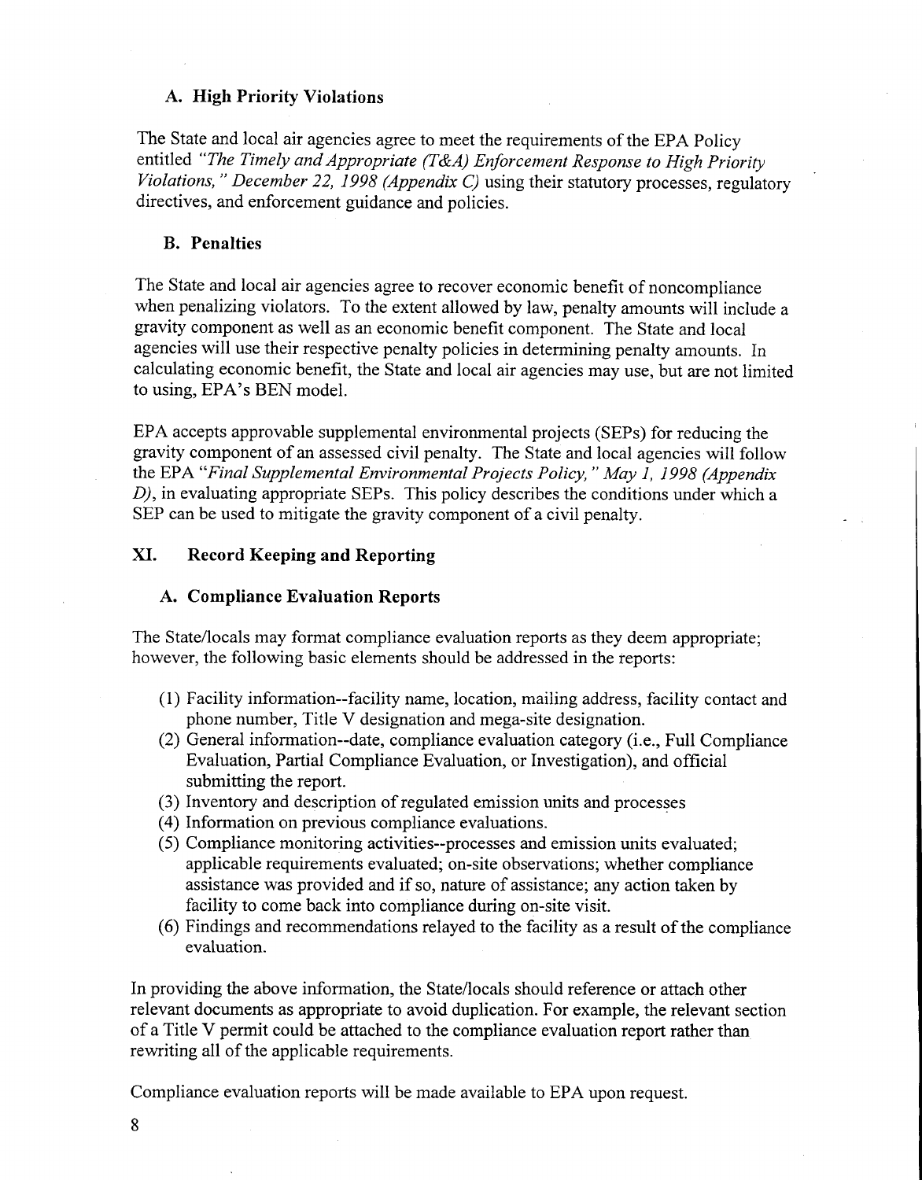### A. High Priority Violations

The State and local air agencies agree to meet the requirements of the EPA Policy entitled *"The Timely and Appropriate (T&A) Enforcement Response to High Priority Violations," December 22, 1998 (Appendix C)* using their statutory processes, regulatory directives, and enforcement guidance and policies.

### B. Penalties

The State and local air agencies agree to recover economic benefit of noncompliance when penalizing violators. To the extent allowed by law, penalty amounts will include a gravity component as well as an economic benefit component. The State and local agencies will use their respective penalty policies in determining penalty amounts. In calculating economic benefit, the State and local air agencies may use, but are not limited to using, EPA's BEN model.

EPA accepts approvable supplemental environmental projects (SEPs) for reducing the gravity component of an assessed civil penalty. The State and local agencies will follow the EPA *"Final Supplemental Environmental Projects Policy," May 1, 1998 (Appendix D)*, in evaluating appropriate SEPs. This policy describes the conditions under which a SEP can be used to mitigate the gravity component of a civil penalty.

## XI. Record Keeping and Reporting

### A. Compliance Evaluation Reports

The State/locals may format compliance evaluation reports as they deem appropriate; however, the following basic elements should be addressed in the reports:

(1) Facility information--facility name, location, mailing address, facility contact and phone number, Title V designation and mega-site designation.
(2) General information--date, compliance evaluation category (i.e., Full Compliance Evaluation, Partial Compliance Evaluation, or Investigation), and official submitting the report.
(3) Inventory and description of regulated emission units and processes
(4) Information on previous compliance evaluations.
(5) Compliance monitoring activities--processes and emission units evaluated; applicable requirements evaluated; on-site observations; whether compliance assistance was provided and if so, nature of assistance; any action taken by facility to come back into compliance during on-site visit.
(6) Findings and recommendations relayed to the facility as a result of the compliance evaluation.

In providing the above information, the State/locals should reference or attach other relevant documents as appropriate to avoid duplication. For example, the relevant section of a Title V permit could be attached to the compliance evaluation report rather than rewriting all of the applicable requirements.

Compliance evaluation reports will be made available to EPA upon request.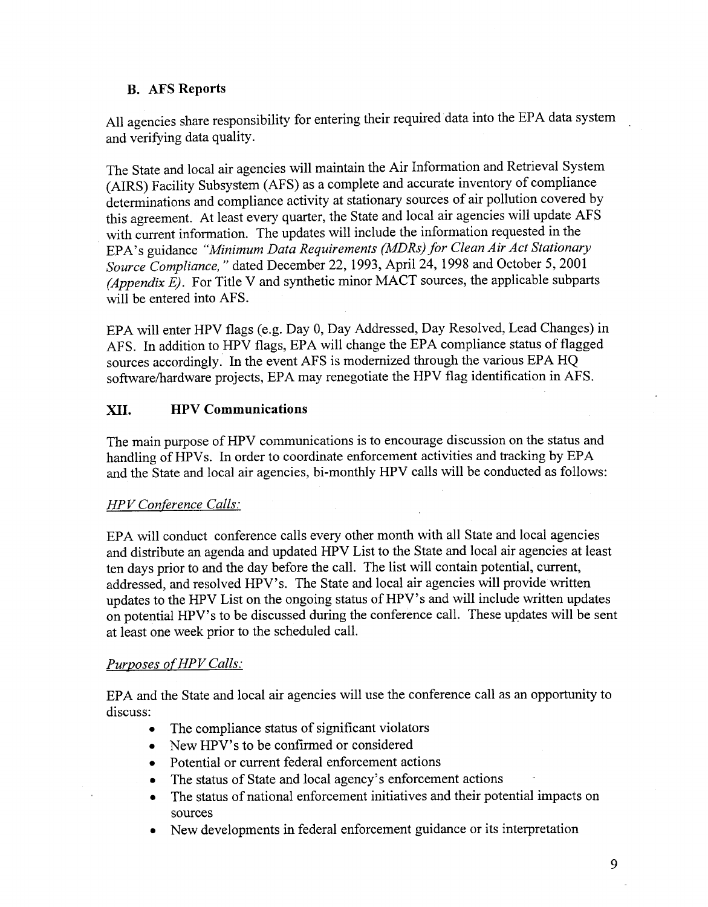### B. AFS Reports

All agencies share responsibility for entering their required data into the EPA data system and verifying data quality.

The State and local air agencies will maintain the Air Information and Retrieval System (AIRS) Facility Subsystem (AFS) as a complete and accurate inventory of compliance determinations and compliance activity at stationary sources of air pollution covered by this agreement. At least every quarter, the State and local air agencies will update AFS with current information. The updates will include the information requested in the EPA's guidance *"Minimum Data Requirements (MDRs) for Clean Air Act Stationary Source Compliance,"* dated December 22, 1993, April 24, 1998 and October 5, 2001 *(Appendix E)*. For Title V and synthetic minor MACT sources, the applicable subparts will be entered into AFS.

EPA will enter HPV flags (e.g. Day 0, Day Addressed, Day Resolved, Lead Changes) in AFS. In addition to HPV flags, EPA will change the EPA compliance status of flagged sources accordingly. In the event AFS is modernized through the various EPA HQ software/hardware projects, EPA may renegotiate the HPV flag identification in AFS.

## XII. HPV Communications

The main purpose of HPV communications is to encourage discussion on the status and handling of HPVs. In order to coordinate enforcement activities and tracking by EPA and the State and local air agencies, bi-monthly HPV calls will be conducted as follows:

<u>*HPV Conference Calls:*</u>

EPA will conduct conference calls every other month with all State and local agencies and distribute an agenda and updated HPV List to the State and local air agencies at least ten days prior to and the day before the call. The list will contain potential, current, addressed, and resolved HPV's. The State and local air agencies will provide written updates to the HPV List on the ongoing status of HPV's and will include written updates on potential HPV's to be discussed during the conference call. These updates will be sent at least one week prior to the scheduled call.

<u>*Purposes of HPV Calls:*</u>

EPA and the State and local air agencies will use the conference call as an opportunity to discuss:

- The compliance status of significant violators
- New HPV's to be confirmed or considered
- Potential or current federal enforcement actions
- The status of State and local agency's enforcement actions
- The status of national enforcement initiatives and their potential impacts on sources
- New developments in federal enforcement guidance or its interpretation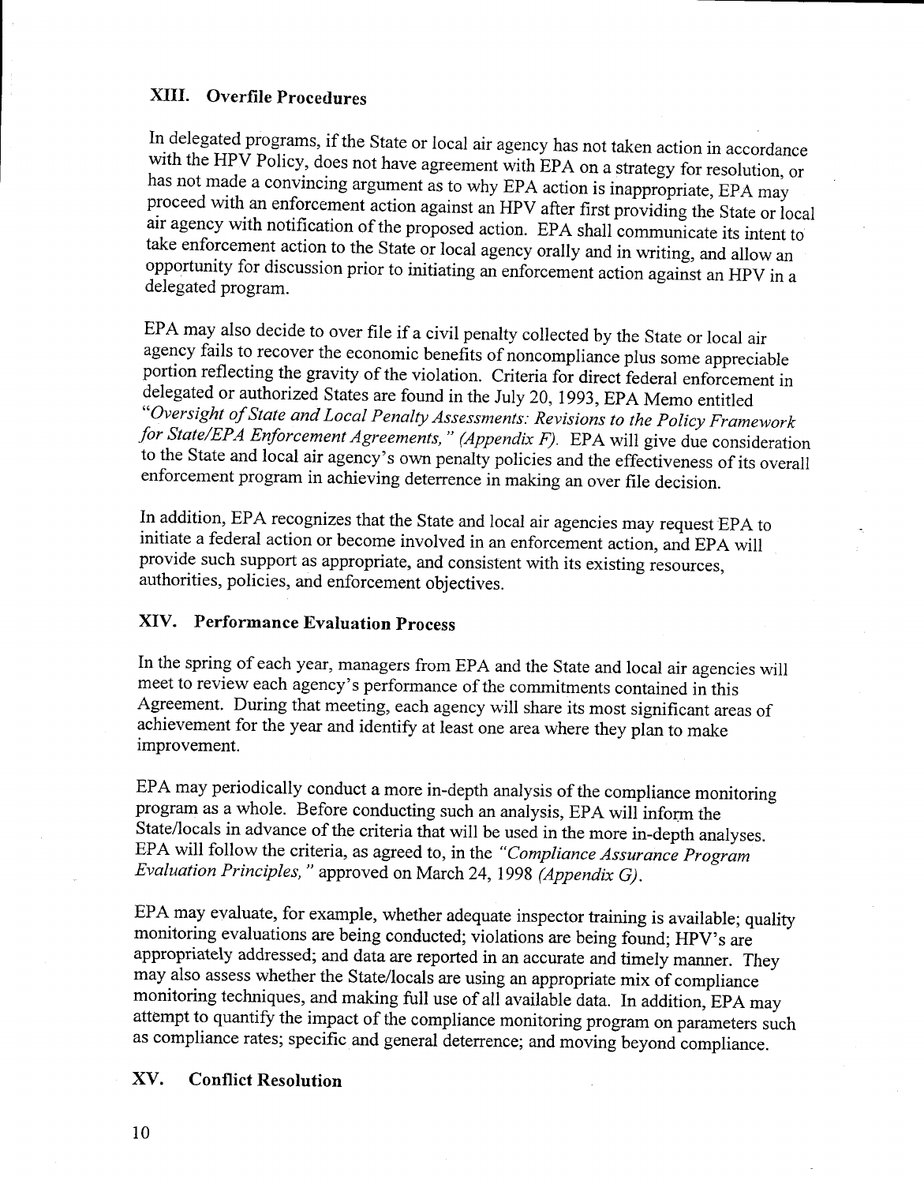## XIII. Overfile Procedures

In delegated programs, if the State or local air agency has not taken action in accordance with the HPV Policy, does not have agreement with EPA on a strategy for resolution, or has not made a convincing argument as to why EPA action is inappropriate, EPA may proceed with an enforcement action against an HPV after first providing the State or local air agency with notification of the proposed action. EPA shall communicate its intent to take enforcement action to the State or local agency orally and in writing, and allow an opportunity for discussion prior to initiating an enforcement action against an HPV in a delegated program.

EPA may also decide to over file if a civil penalty collected by the State or local air agency fails to recover the economic benefits of noncompliance plus some appreciable portion reflecting the gravity of the violation. Criteria for direct federal enforcement in delegated or authorized States are found in the July 20, 1993, EPA Memo entitled *"Oversight of State and Local Penalty Assessments: Revisions to the Policy Framework for State/EPA Enforcement Agreements," (Appendix F)*. EPA will give due consideration to the State and local air agency's own penalty policies and the effectiveness of its overall enforcement program in achieving deterrence in making an over file decision.

In addition, EPA recognizes that the State and local air agencies may request EPA to initiate a federal action or become involved in an enforcement action, and EPA will provide such support as appropriate, and consistent with its existing resources, authorities, policies, and enforcement objectives.

## XIV. Performance Evaluation Process

In the spring of each year, managers from EPA and the State and local air agencies will meet to review each agency's performance of the commitments contained in this Agreement. During that meeting, each agency will share its most significant areas of achievement for the year and identify at least one area where they plan to make improvement.

EPA may periodically conduct a more in-depth analysis of the compliance monitoring program as a whole. Before conducting such an analysis, EPA will inform the State/locals in advance of the criteria that will be used in the more in-depth analyses. EPA will follow the criteria, as agreed to, in the *"Compliance Assurance Program Evaluation Principles,"* approved on March 24, 1998 *(Appendix G)*.

EPA may evaluate, for example, whether adequate inspector training is available; quality monitoring evaluations are being conducted; violations are being found; HPV's are appropriately addressed; and data are reported in an accurate and timely manner. They may also assess whether the State/locals are using an appropriate mix of compliance monitoring techniques, and making full use of all available data. In addition, EPA may attempt to quantify the impact of the compliance monitoring program on parameters such as compliance rates; specific and general deterrence; and moving beyond compliance.

## XV. Conflict Resolution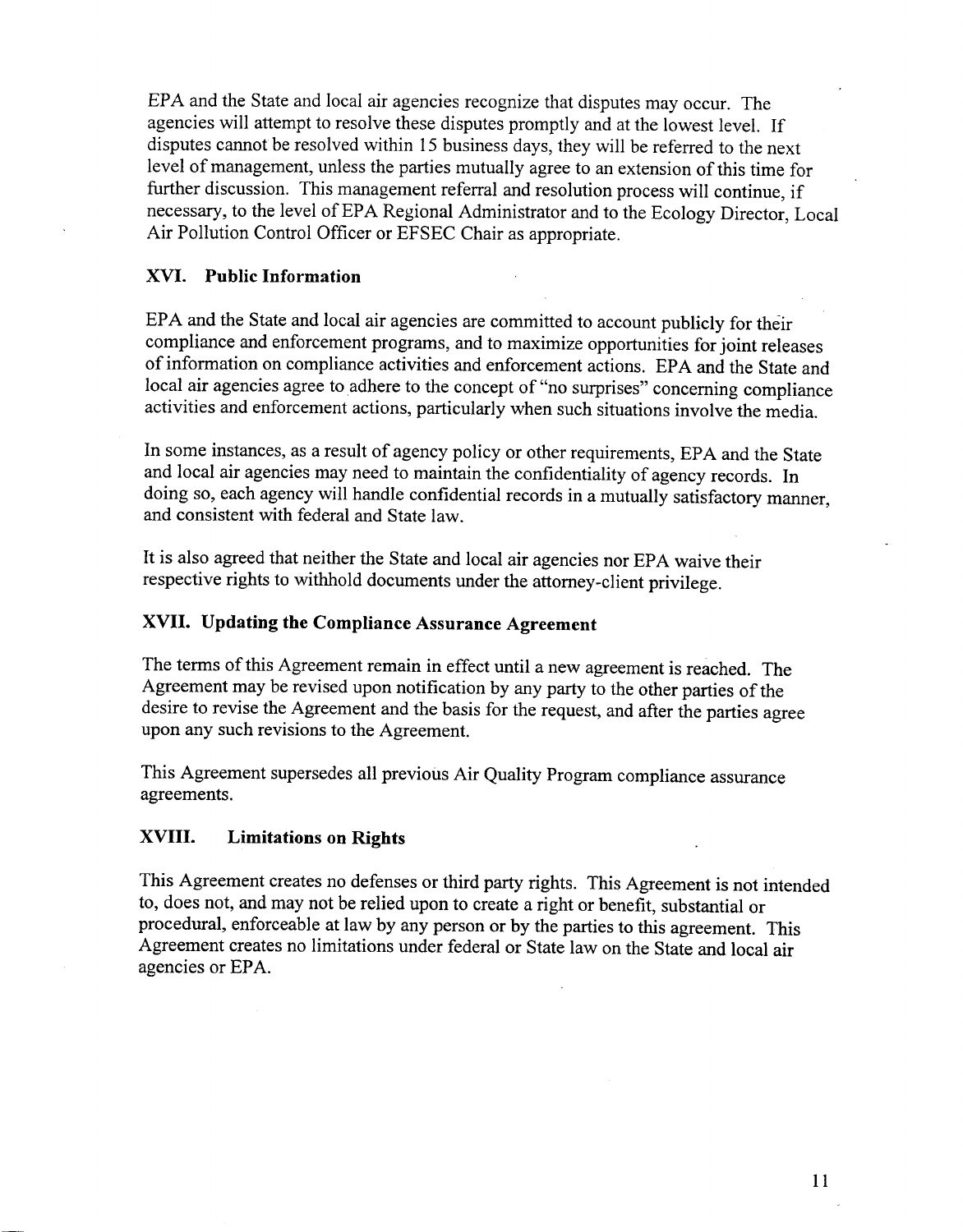EPA and the State and local air agencies recognize that disputes may occur. The agencies will attempt to resolve these disputes promptly and at the lowest level. If disputes cannot be resolved within 15 business days, they will be referred to the next level of management, unless the parties mutually agree to an extension of this time for further discussion. This management referral and resolution process will continue, if necessary, to the level of EPA Regional Administrator and to the Ecology Director, Local Air Pollution Control Officer or EFSEC Chair as appropriate.

## XVI. Public Information

EPA and the State and local air agencies are committed to account publicly for their compliance and enforcement programs, and to maximize opportunities for joint releases of information on compliance activities and enforcement actions. EPA and the State and local air agencies agree to adhere to the concept of "no surprises" concerning compliance activities and enforcement actions, particularly when such situations involve the media.

In some instances, as a result of agency policy or other requirements, EPA and the State and local air agencies may need to maintain the confidentiality of agency records. In doing so, each agency will handle confidential records in a mutually satisfactory manner, and consistent with federal and State law.

It is also agreed that neither the State and local air agencies nor EPA waive their respective rights to withhold documents under the attorney-client privilege.

## XVII. Updating the Compliance Assurance Agreement

The terms of this Agreement remain in effect until a new agreement is reached. The Agreement may be revised upon notification by any party to the other parties of the desire to revise the Agreement and the basis for the request, and after the parties agree upon any such revisions to the Agreement.

This Agreement supersedes all previous Air Quality Program compliance assurance agreements.

## XVIII. Limitations on Rights

This Agreement creates no defenses or third party rights. This Agreement is not intended to, does not, and may not be relied upon to create a right or benefit, substantial or procedural, enforceable at law by any person or by the parties to this agreement. This Agreement creates no limitations under federal or State law on the State and local air agencies or EPA.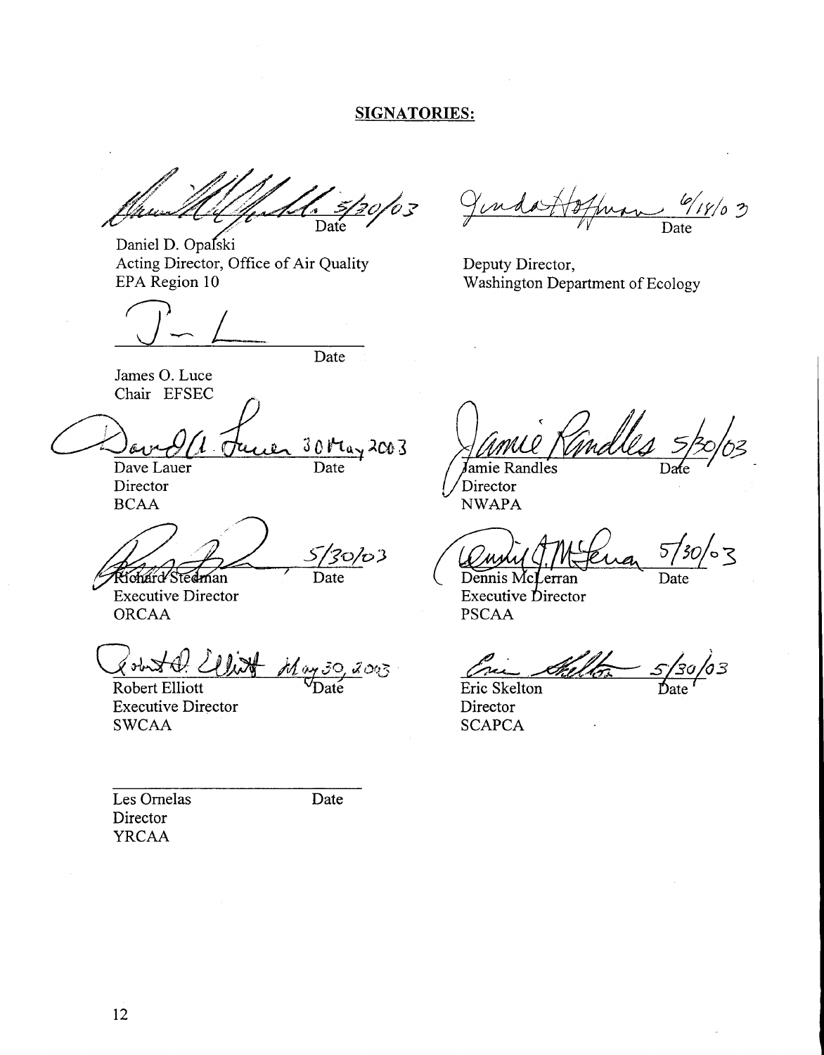## SIGNATORIES:

5/30/03
Date

Daniel D. Opalski
Acting Director, Office of Air Quality
EPA Region 10

6/18/03
Date

Deputy Director,
Washington Department of Ecology

Date

James O. Luce
Chair EFSEC

30 May 2003
Date

Dave Lauer
Director
BCAA

5/30/03
Date

Jamie Randles
Director
NWAPA

5/30/03
Date

Richard Stedman
Executive Director
ORCAA

5/30/03
Date

Dennis McLerran
Executive Director
PSCAA

May 30, 2003
Date

Robert Elliott
Executive Director
SWCAA

5/30/03
Date

Eric Skelton
Director
SCAPCA

Date

Les Ornelas
Director
YRCAA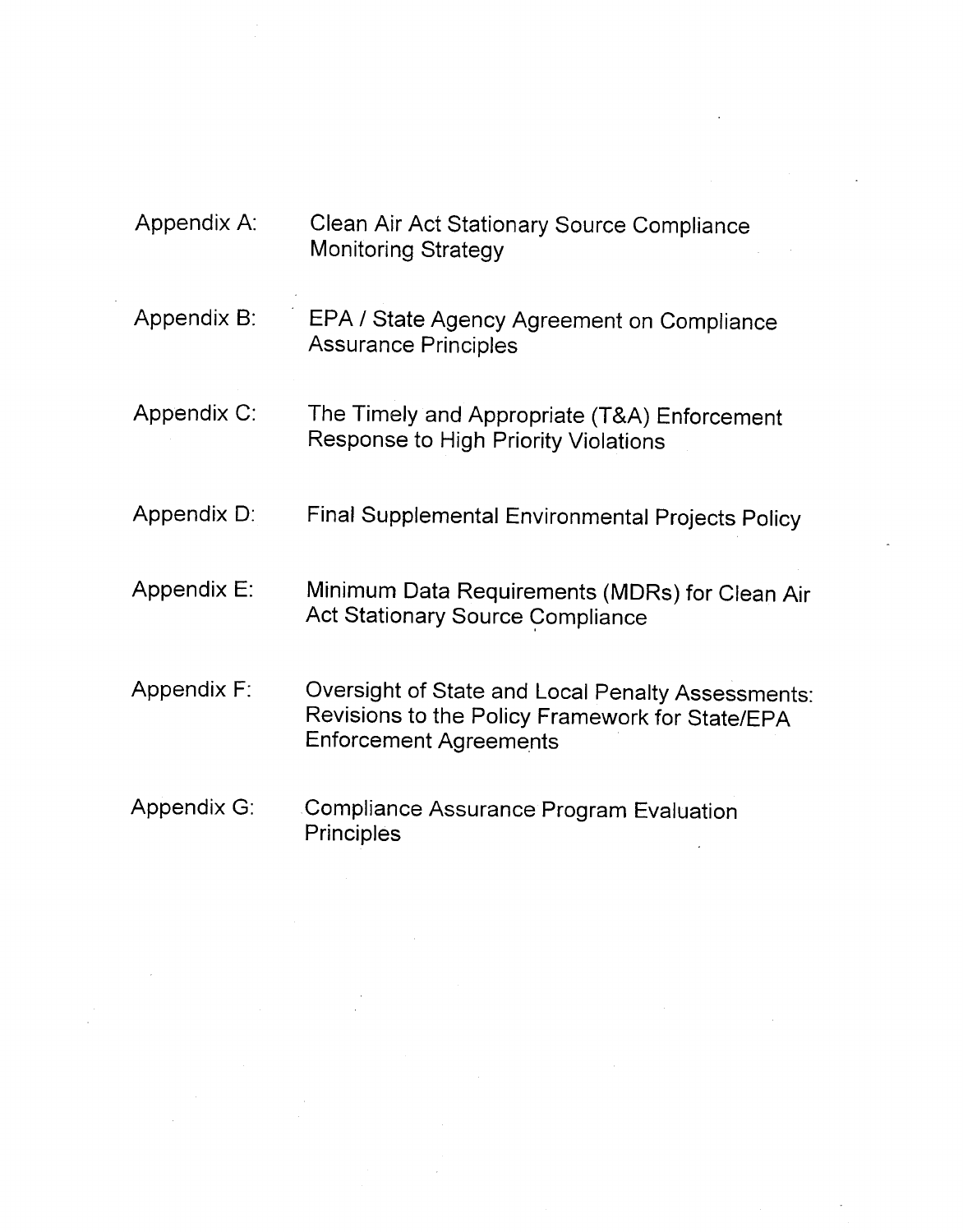Appendix A: Clean Air Act Stationary Source Compliance Monitoring Strategy

Appendix B: EPA / State Agency Agreement on Compliance Assurance Principles

Appendix C: The Timely and Appropriate (T&A) Enforcement Response to High Priority Violations

Appendix D: Final Supplemental Environmental Projects Policy

Appendix E: Minimum Data Requirements (MDRs) for Clean Air Act Stationary Source Compliance

Appendix F: Oversight of State and Local Penalty Assessments: Revisions to the Policy Framework for State/EPA Enforcement Agreements

Appendix G: Compliance Assurance Program Evaluation Principles